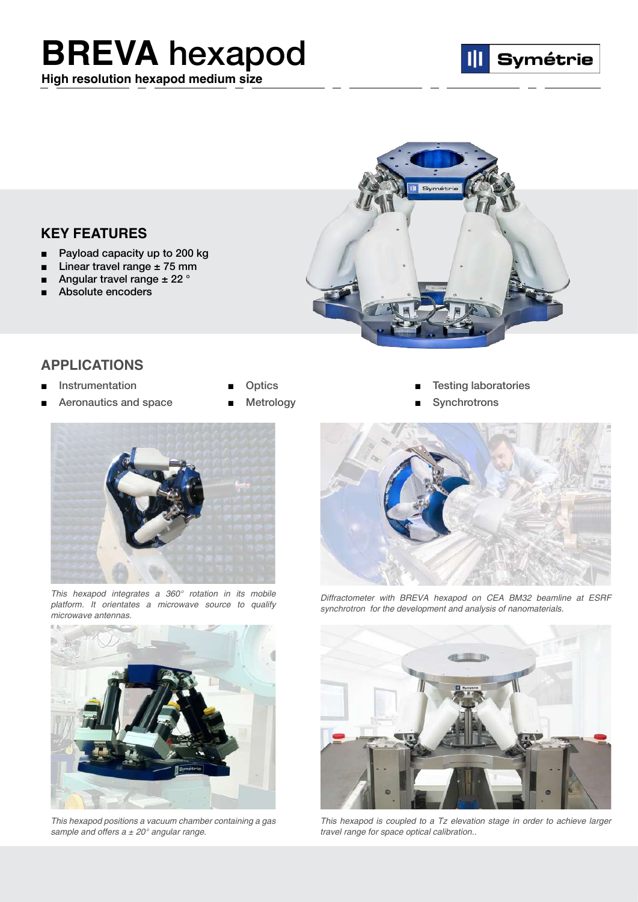# BREVA hexapod

**High resolution hexapod medium size**

## KEY FEATURES

- Payload capacity up to 200 kg
- Linear travel range ± 75 mm
- Angular travel range ± 22 °
- Absolute encoders

## APPLICATIONS

- Instrumentation
- Aeronautics and space
- Optics
- Metrology
- Testing laboratories
- Synchrotrons

*This hexapod integrates a 360° rotation in its mobile platform. It orientates a microwave source to qualify microwave antennas.*

*Diffractometer with BREVA hexapod on CEA BM32 beamline at ESRF synchrotron for the development and analysis of nanomaterials.*

*This hexapod positions a vacuum chamber containing a gas sample and offers a ± 20° angular range.*

*This hexapod is coupled to a Tz elevation stage in order to achieve larger travel range for space optical calibration..*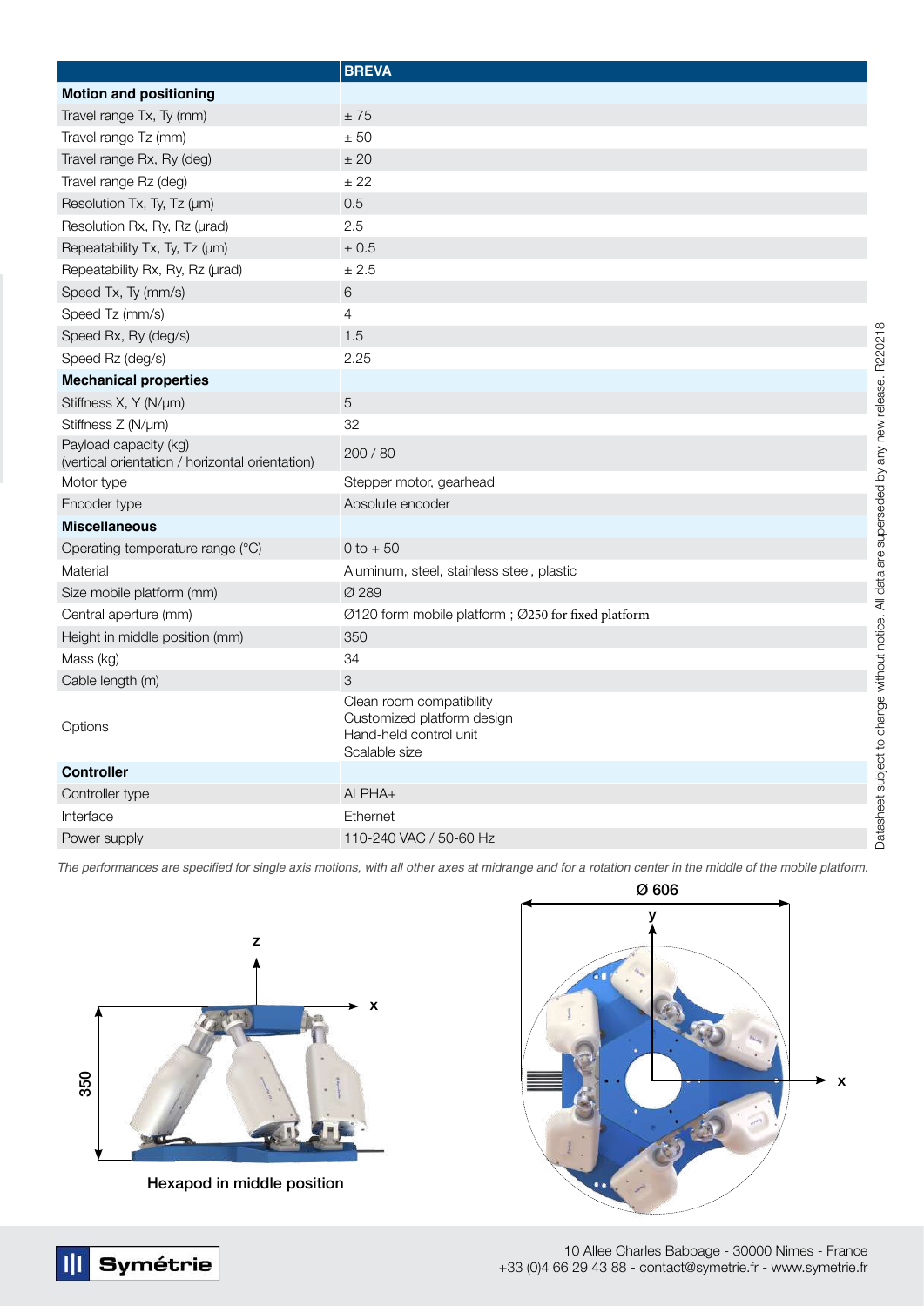| | BREVA |
|---|---|
| **Motion and positioning** | |
| Travel range Tx, Ty (mm) | ± 75 |
| Travel range Tz (mm) | ± 50 |
| Travel range Rx, Ry (deg) | ± 20 |
| Travel range Rz (deg) | ± 22 |
| Resolution Tx, Ty, Tz (µm) | 0.5 |
| Resolution Rx, Ry, Rz (µrad) | 2.5 |
| Repeatability Tx, Ty, Tz (µm) | ± 0.5 |
| Repeatability Rx, Ry, Rz (µrad) | ± 2.5 |
| Speed Tx, Ty (mm/s) | 6 |
| Speed Tz (mm/s) | 4 |
| Speed Rx, Ry (deg/s) | 1.5 |
| Speed Rz (deg/s) | 2.25 |
| **Mechanical properties** | |
| Stiffness X, Y (N/µm) | 5 |
| Stiffness Z (N/µm) | 32 |
| Payload capacity (kg) (vertical orientation / horizontal orientation) | 200 / 80 |
| Motor type | Stepper motor, gearhead |
| Encoder type | Absolute encoder |
| **Miscellaneous** | |
| Operating temperature range (°C) | 0 to + 50 |
| Material | Aluminum, steel, stainless steel, plastic |
| Size mobile platform (mm) | Ø 289 |
| Central aperture (mm) | Ø120 form mobile platform ; Ø250 for fixed platform |
| Height in middle position (mm) | 350 |
| Mass (kg) | 34 |
| Cable length (m) | 3 |
| Options | Clean room compatibility<br>Customized platform design<br>Hand-held control unit<br>Scalable size |
| **Controller** | |
| Controller type | ALPHA+ |
| Interface | Ethernet |
| Power supply | 110-240 VAC / 50-60 Hz |

*The performances are specified for single axis motions, with all other axes at midrange and for a rotation center in the middle of the mobile platform.*

Datasheet subject to change without notice. All data are superseded by any new release. R220218

z

x

350

Hexapod in middle position

Ø 606

y

x

Symétrie

10 Allee Charles Babbage - 30000 Nimes - France
+33 (0)4 66 29 43 88 - contact@symetrie.fr - www.symetrie.fr